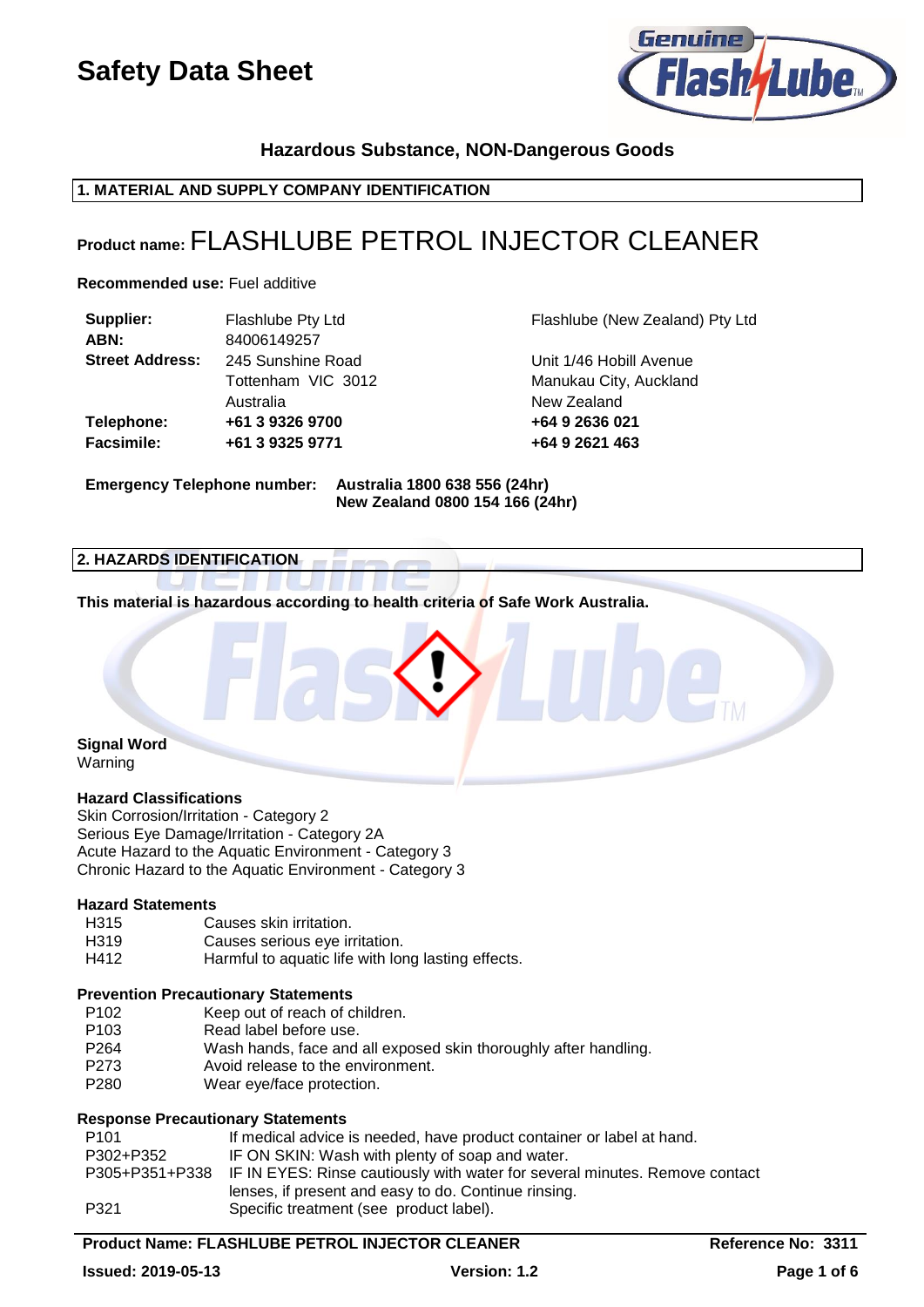# Safety Data Sheet

**Hazardous Substance, NON-Dangerous Goods**

## 1. MATERIAL AND SUPPLY COMPANY IDENTIFICATION

**Product name:** FLASHLUBE PETROL INJECTOR CLEANER

**Recommended use:** Fuel additive

| | | |
|---|---|---|
| **Supplier:** | Flashlube Pty Ltd | Flashlube (New Zealand) Pty Ltd |
| **ABN:** | 84006149257 | |
| **Street Address:** | 245 Sunshine Road<br>Tottenham VIC 3012<br>Australia | Unit 1/46 Hobill Avenue<br>Manukau City, Auckland<br>New Zealand |
| **Telephone:** | **+61 3 9326 9700** | **+64 9 2636 021** |
| **Facsimile:** | **+61 3 9325 9771** | **+64 9 2621 463** |

**Emergency Telephone number:** **Australia 1800 638 556 (24hr)**
**New Zealand 0800 154 166 (24hr)**

## 2. HAZARDS IDENTIFICATION

**This material is hazardous according to health criteria of Safe Work Australia.**

**Signal Word**
Warning

**Hazard Classifications**
Skin Corrosion/Irritation - Category 2
Serious Eye Damage/Irritation - Category 2A
Acute Hazard to the Aquatic Environment - Category 3
Chronic Hazard to the Aquatic Environment - Category 3

**Hazard Statements**

| | |
|---|---|
| H315 | Causes skin irritation. |
| H319 | Causes serious eye irritation. |
| H412 | Harmful to aquatic life with long lasting effects. |

**Prevention Precautionary Statements**

| | |
|---|---|
| P102 | Keep out of reach of children. |
| P103 | Read label before use. |
| P264 | Wash hands, face and all exposed skin thoroughly after handling. |
| P273 | Avoid release to the environment. |
| P280 | Wear eye/face protection. |

**Response Precautionary Statements**

| | |
|---|---|
| P101 | If medical advice is needed, have product container or label at hand. |
| P302+P352 | IF ON SKIN: Wash with plenty of soap and water. |
| P305+P351+P338 | IF IN EYES: Rinse cautiously with water for several minutes. Remove contact lenses, if present and easy to do. Continue rinsing. |
| P321 | Specific treatment (see product label). |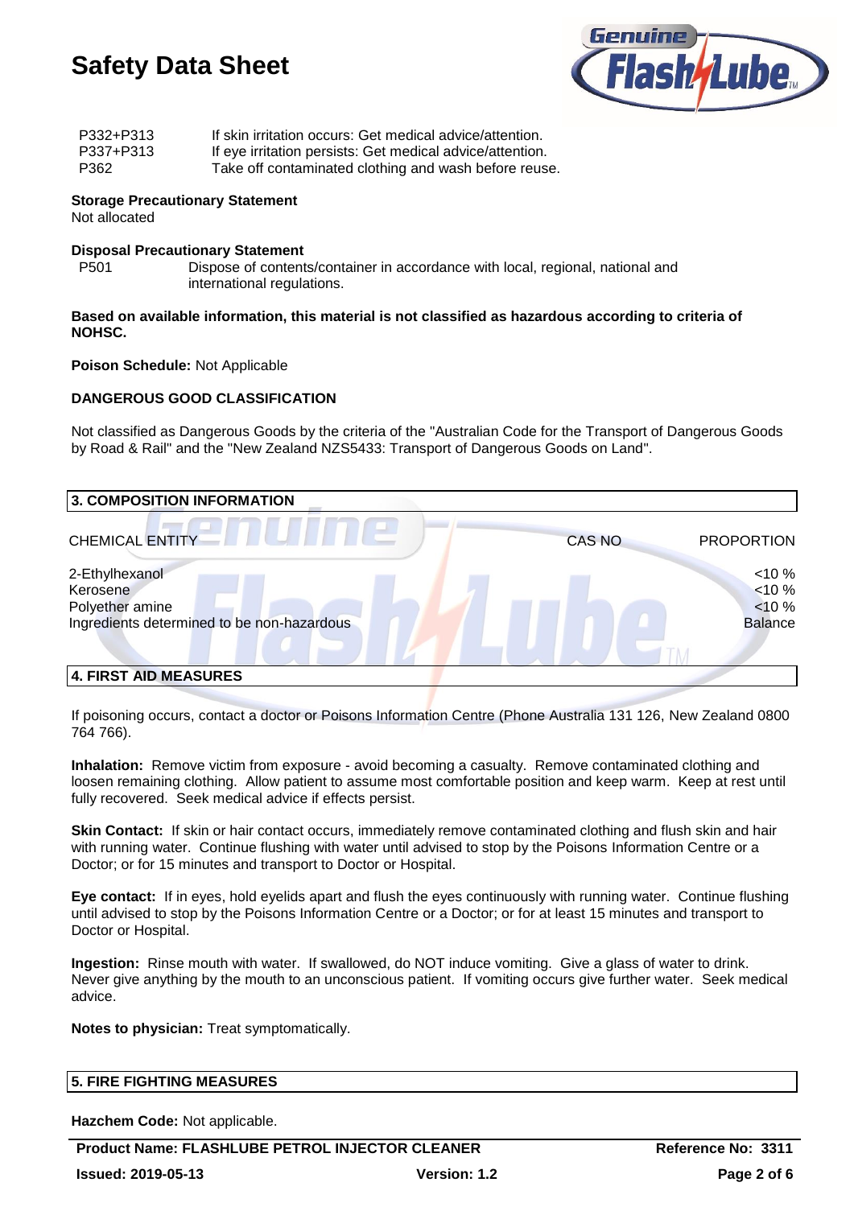| | |
|---|---|
| P332+P313 | If skin irritation occurs: Get medical advice/attention. |
| P337+P313 | If eye irritation persists: Get medical advice/attention. |
| P362 | Take off contaminated clothing and wash before reuse. |

**Storage Precautionary Statement**
Not allocated

**Disposal Precautionary Statement**

| | |
|---|---|
| P501 | Dispose of contents/container in accordance with local, regional, national and international regulations. |

**Based on available information, this material is not classified as hazardous according to criteria of NOHSC.**

**Poison Schedule:** Not Applicable

**DANGEROUS GOOD CLASSIFICATION**

Not classified as Dangerous Goods by the criteria of the "Australian Code for the Transport of Dangerous Goods by Road & Rail" and the "New Zealand NZS5433: Transport of Dangerous Goods on Land".

## 3. COMPOSITION INFORMATION

| CHEMICAL ENTITY | CAS NO | PROPORTION |
|---|---|---|
| 2-Ethylhexanol | | <10 % |
| Kerosene | | <10 % |
| Polyether amine | | <10 % |
| Ingredients determined to be non-hazardous | | Balance |

## 4. FIRST AID MEASURES

If poisoning occurs, contact a doctor or Poisons Information Centre (Phone Australia 131 126, New Zealand 0800 764 766).

**Inhalation:** Remove victim from exposure - avoid becoming a casualty. Remove contaminated clothing and loosen remaining clothing. Allow patient to assume most comfortable position and keep warm. Keep at rest until fully recovered. Seek medical advice if effects persist.

**Skin Contact:** If skin or hair contact occurs, immediately remove contaminated clothing and flush skin and hair with running water. Continue flushing with water until advised to stop by the Poisons Information Centre or a Doctor; or for 15 minutes and transport to Doctor or Hospital.

**Eye contact:** If in eyes, hold eyelids apart and flush the eyes continuously with running water. Continue flushing until advised to stop by the Poisons Information Centre or a Doctor; or for at least 15 minutes and transport to Doctor or Hospital.

**Ingestion:** Rinse mouth with water. If swallowed, do NOT induce vomiting. Give a glass of water to drink. Never give anything by the mouth to an unconscious patient. If vomiting occurs give further water. Seek medical advice.

**Notes to physician:** Treat symptomatically.

## 5. FIRE FIGHTING MEASURES

**Hazchem Code:** Not applicable.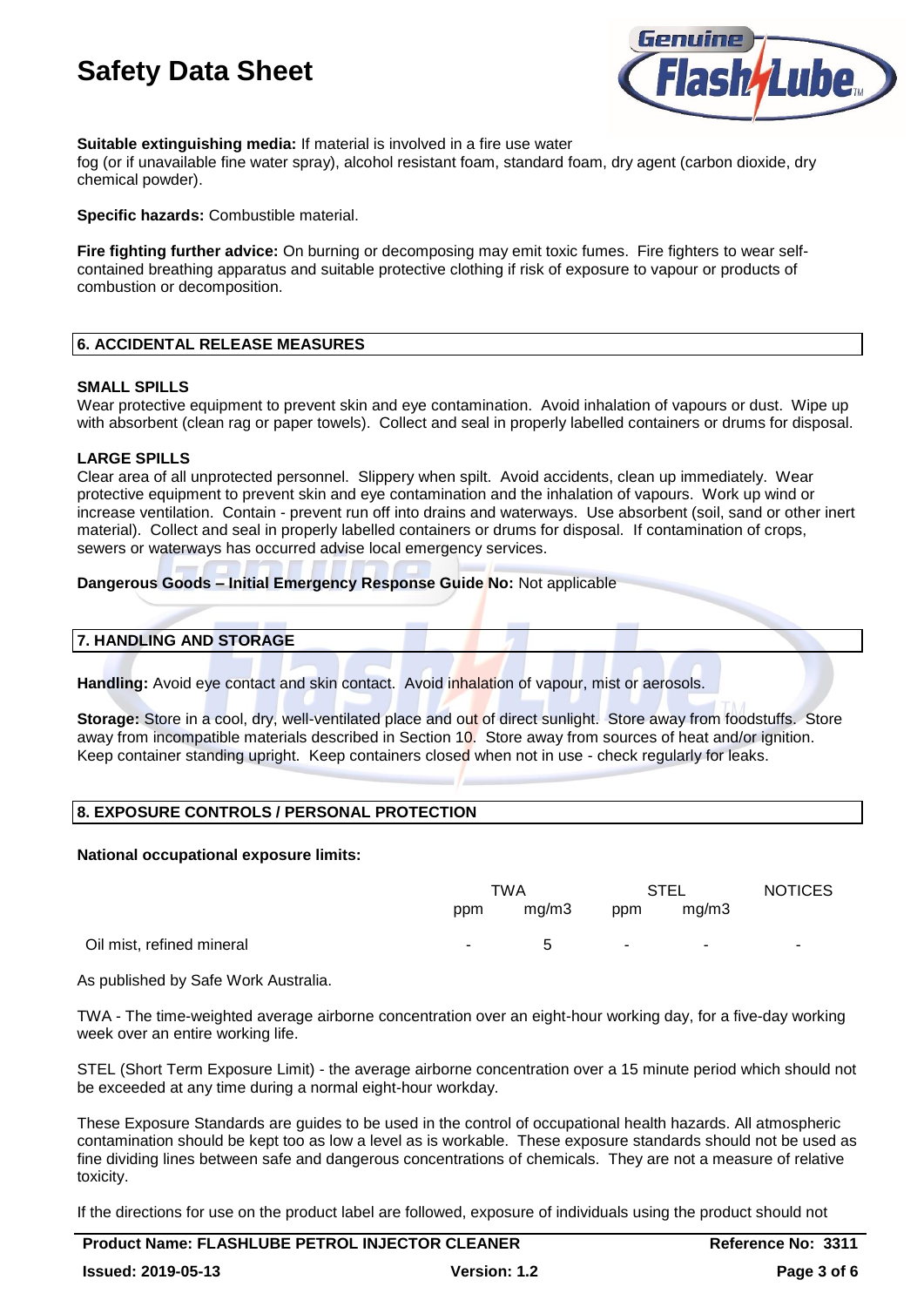**Suitable extinguishing media:** If material is involved in a fire use water fog (or if unavailable fine water spray), alcohol resistant foam, standard foam, dry agent (carbon dioxide, dry chemical powder).

**Specific hazards:** Combustible material.

**Fire fighting further advice:** On burning or decomposing may emit toxic fumes. Fire fighters to wear self-contained breathing apparatus and suitable protective clothing if risk of exposure to vapour or products of combustion or decomposition.

## 6. ACCIDENTAL RELEASE MEASURES

### SMALL SPILLS

Wear protective equipment to prevent skin and eye contamination. Avoid inhalation of vapours or dust. Wipe up with absorbent (clean rag or paper towels). Collect and seal in properly labelled containers or drums for disposal.

### LARGE SPILLS

Clear area of all unprotected personnel. Slippery when spilt. Avoid accidents, clean up immediately. Wear protective equipment to prevent skin and eye contamination and the inhalation of vapours. Work up wind or increase ventilation. Contain - prevent run off into drains and waterways. Use absorbent (soil, sand or other inert material). Collect and seal in properly labelled containers or drums for disposal. If contamination of crops, sewers or waterways has occurred advise local emergency services.

**Dangerous Goods – Initial Emergency Response Guide No:** Not applicable

## 7. HANDLING AND STORAGE

**Handling:** Avoid eye contact and skin contact. Avoid inhalation of vapour, mist or aerosols.

**Storage:** Store in a cool, dry, well-ventilated place and out of direct sunlight. Store away from foodstuffs. Store away from incompatible materials described in Section 10. Store away from sources of heat and/or ignition. Keep container standing upright. Keep containers closed when not in use - check regularly for leaks.

## 8. EXPOSURE CONTROLS / PERSONAL PROTECTION

**National occupational exposure limits:**

| | TWA | | STEL | | NOTICES |
|---|---|---|---|---|---|
| | ppm | mg/m3 | ppm | mg/m3 | |
| Oil mist, refined mineral | - | 5 | - | - | - |

As published by Safe Work Australia.

TWA - The time-weighted average airborne concentration over an eight-hour working day, for a five-day working week over an entire working life.

STEL (Short Term Exposure Limit) - the average airborne concentration over a 15 minute period which should not be exceeded at any time during a normal eight-hour workday.

These Exposure Standards are guides to be used in the control of occupational health hazards. All atmospheric contamination should be kept too as low a level as is workable. These exposure standards should not be used as fine dividing lines between safe and dangerous concentrations of chemicals. They are not a measure of relative toxicity.

If the directions for use on the product label are followed, exposure of individuals using the product should not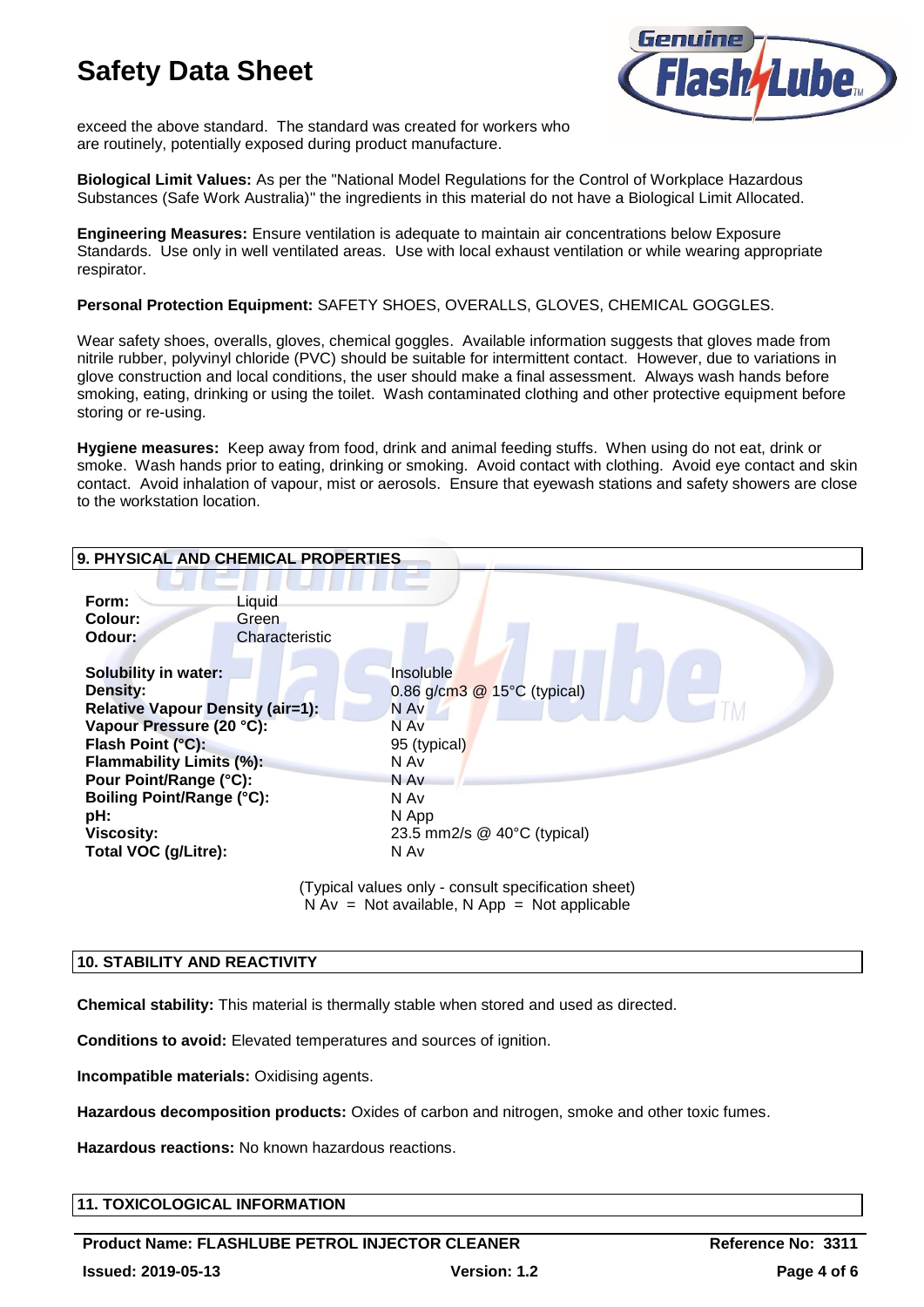exceed the above standard. The standard was created for workers who are routinely, potentially exposed during product manufacture.

**Biological Limit Values:** As per the "National Model Regulations for the Control of Workplace Hazardous Substances (Safe Work Australia)" the ingredients in this material do not have a Biological Limit Allocated.

**Engineering Measures:** Ensure ventilation is adequate to maintain air concentrations below Exposure Standards. Use only in well ventilated areas. Use with local exhaust ventilation or while wearing appropriate respirator.

**Personal Protection Equipment:** SAFETY SHOES, OVERALLS, GLOVES, CHEMICAL GOGGLES.

Wear safety shoes, overalls, gloves, chemical goggles. Available information suggests that gloves made from nitrile rubber, polyvinyl chloride (PVC) should be suitable for intermittent contact. However, due to variations in glove construction and local conditions, the user should make a final assessment. Always wash hands before smoking, eating, drinking or using the toilet. Wash contaminated clothing and other protective equipment before storing or re-using.

**Hygiene measures:** Keep away from food, drink and animal feeding stuffs. When using do not eat, drink or smoke. Wash hands prior to eating, drinking or smoking. Avoid contact with clothing. Avoid eye contact and skin contact. Avoid inhalation of vapour, mist or aerosols. Ensure that eyewash stations and safety showers are close to the workstation location.

## 9. PHYSICAL AND CHEMICAL PROPERTIES

**Form:** Liquid
**Colour:** Green
**Odour:** Characteristic

| | |
|---|---|
| **Solubility in water:** | Insoluble |
| **Density:** | 0.86 g/cm3 @ 15°C (typical) |
| **Relative Vapour Density (air=1):** | N Av |
| **Vapour Pressure (20 °C):** | N Av |
| **Flash Point (°C):** | 95 (typical) |
| **Flammability Limits (%):** | N Av |
| **Pour Point/Range (°C):** | N Av |
| **Boiling Point/Range (°C):** | N Av |
| **pH:** | N App |
| **Viscosity:** | 23.5 mm2/s @ 40°C (typical) |
| **Total VOC (g/Litre):** | N Av |

(Typical values only - consult specification sheet)
N Av = Not available, N App = Not applicable

## 10. STABILITY AND REACTIVITY

**Chemical stability:** This material is thermally stable when stored and used as directed.

**Conditions to avoid:** Elevated temperatures and sources of ignition.

**Incompatible materials:** Oxidising agents.

**Hazardous decomposition products:** Oxides of carbon and nitrogen, smoke and other toxic fumes.

**Hazardous reactions:** No known hazardous reactions.

## 11. TOXICOLOGICAL INFORMATION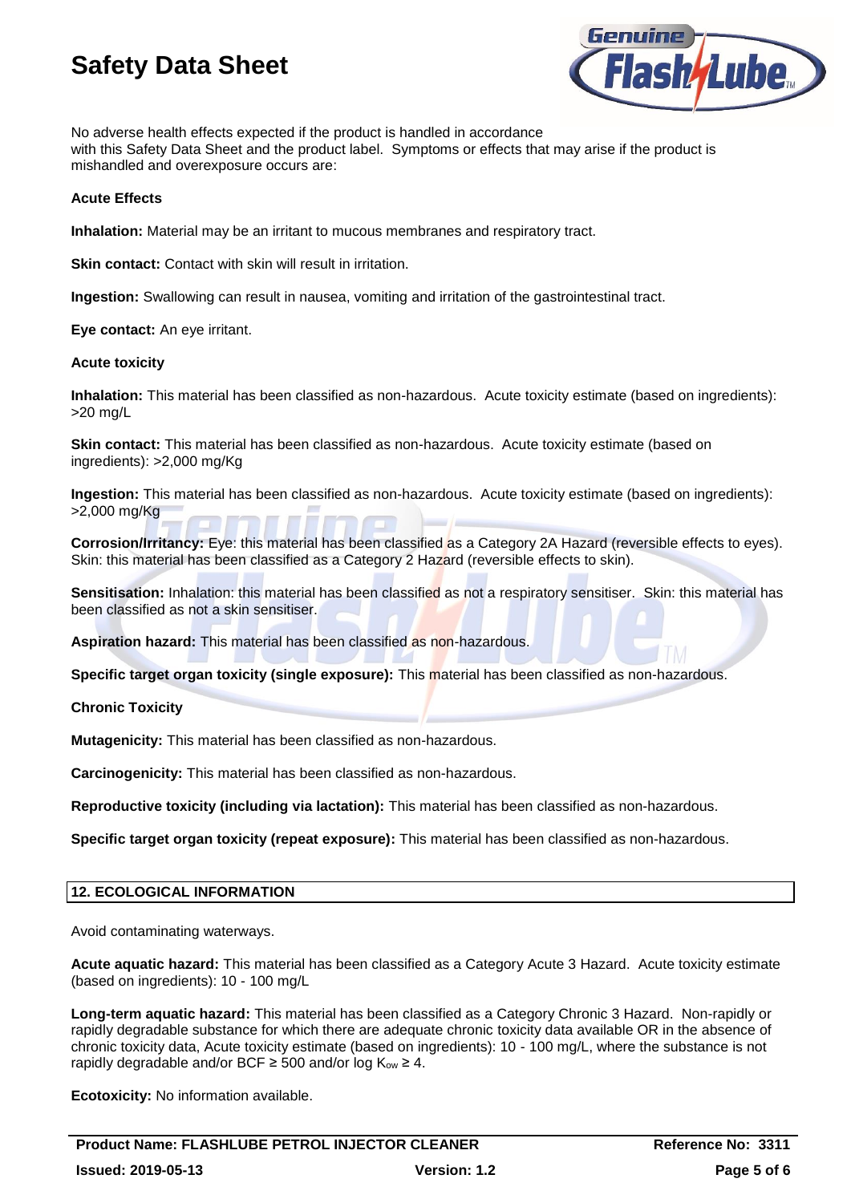No adverse health effects expected if the product is handled in accordance with this Safety Data Sheet and the product label. Symptoms or effects that may arise if the product is mishandled and overexposure occurs are:

**Acute Effects**

**Inhalation:** Material may be an irritant to mucous membranes and respiratory tract.

**Skin contact:** Contact with skin will result in irritation.

**Ingestion:** Swallowing can result in nausea, vomiting and irritation of the gastrointestinal tract.

**Eye contact:** An eye irritant.

**Acute toxicity**

**Inhalation:** This material has been classified as non-hazardous. Acute toxicity estimate (based on ingredients): >20 mg/L

**Skin contact:** This material has been classified as non-hazardous. Acute toxicity estimate (based on ingredients): >2,000 mg/Kg

**Ingestion:** This material has been classified as non-hazardous. Acute toxicity estimate (based on ingredients): >2,000 mg/Kg

**Corrosion/Irritancy:** Eye: this material has been classified as a Category 2A Hazard (reversible effects to eyes). Skin: this material has been classified as a Category 2 Hazard (reversible effects to skin).

**Sensitisation:** Inhalation: this material has been classified as not a respiratory sensitiser. Skin: this material has been classified as not a skin sensitiser.

**Aspiration hazard:** This material has been classified as non-hazardous.

**Specific target organ toxicity (single exposure):** This material has been classified as non-hazardous.

**Chronic Toxicity**

**Mutagenicity:** This material has been classified as non-hazardous.

**Carcinogenicity:** This material has been classified as non-hazardous.

**Reproductive toxicity (including via lactation):** This material has been classified as non-hazardous.

**Specific target organ toxicity (repeat exposure):** This material has been classified as non-hazardous.

## 12. ECOLOGICAL INFORMATION

Avoid contaminating waterways.

**Acute aquatic hazard:** This material has been classified as a Category Acute 3 Hazard. Acute toxicity estimate (based on ingredients): 10 - 100 mg/L

**Long-term aquatic hazard:** This material has been classified as a Category Chronic 3 Hazard. Non-rapidly or rapidly degradable substance for which there are adequate chronic toxicity data available OR in the absence of chronic toxicity data, Acute toxicity estimate (based on ingredients): 10 - 100 mg/L, where the substance is not rapidly degradable and/or BCF ≥ 500 and/or log $K_{ow}$ ≥ 4.

**Ecotoxicity:** No information available.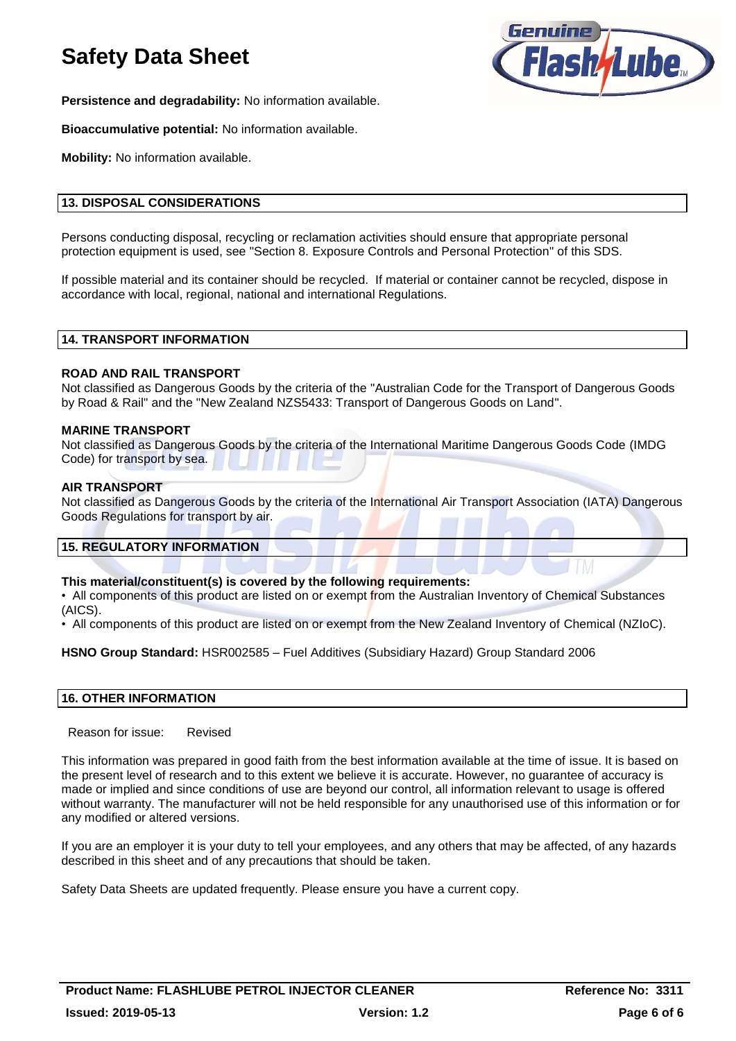**Persistence and degradability:** No information available.

**Bioaccumulative potential:** No information available.

**Mobility:** No information available.

## 13. DISPOSAL CONSIDERATIONS

Persons conducting disposal, recycling or reclamation activities should ensure that appropriate personal protection equipment is used, see "Section 8. Exposure Controls and Personal Protection" of this SDS.

If possible material and its container should be recycled. If material or container cannot be recycled, dispose in accordance with local, regional, national and international Regulations.

## 14. TRANSPORT INFORMATION

**ROAD AND RAIL TRANSPORT**
Not classified as Dangerous Goods by the criteria of the "Australian Code for the Transport of Dangerous Goods by Road & Rail" and the "New Zealand NZS5433: Transport of Dangerous Goods on Land".

**MARINE TRANSPORT**
Not classified as Dangerous Goods by the criteria of the International Maritime Dangerous Goods Code (IMDG Code) for transport by sea.

**AIR TRANSPORT**
Not classified as Dangerous Goods by the criteria of the International Air Transport Association (IATA) Dangerous Goods Regulations for transport by air.

## 15. REGULATORY INFORMATION

**This material/constituent(s) is covered by the following requirements:**

- All components of this product are listed on or exempt from the Australian Inventory of Chemical Substances (AICS).
- All components of this product are listed on or exempt from the New Zealand Inventory of Chemical (NZIoC).

**HSNO Group Standard:** HSR002585 – Fuel Additives (Subsidiary Hazard) Group Standard 2006

## 16. OTHER INFORMATION

Reason for issue: Revised

This information was prepared in good faith from the best information available at the time of issue. It is based on the present level of research and to this extent we believe it is accurate. However, no guarantee of accuracy is made or implied and since conditions of use are beyond our control, all information relevant to usage is offered without warranty. The manufacturer will not be held responsible for any unauthorised use of this information or for any modified or altered versions.

If you are an employer it is your duty to tell your employees, and any others that may be affected, of any hazards described in this sheet and of any precautions that should be taken.

Safety Data Sheets are updated frequently. Please ensure you have a current copy.